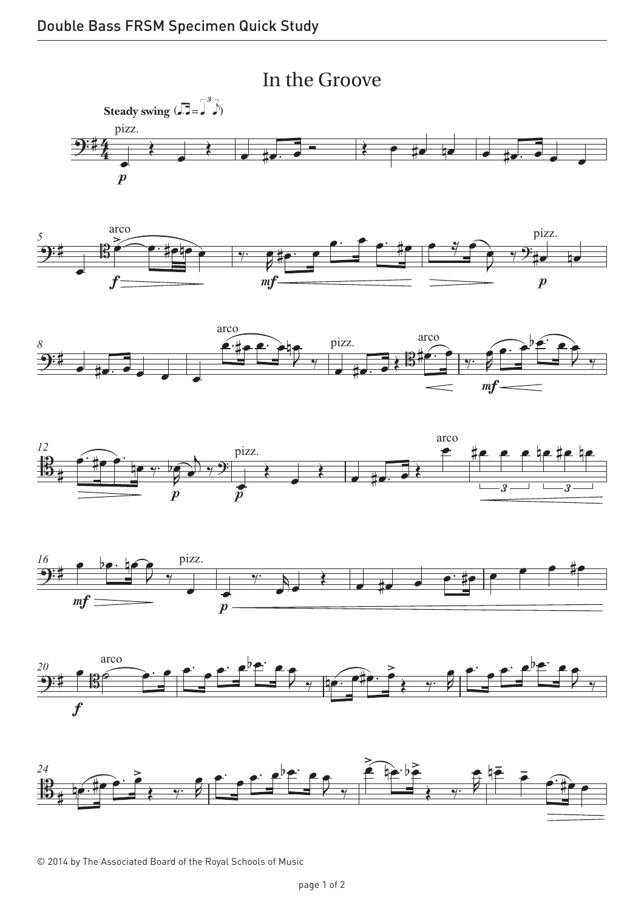# In the Groove